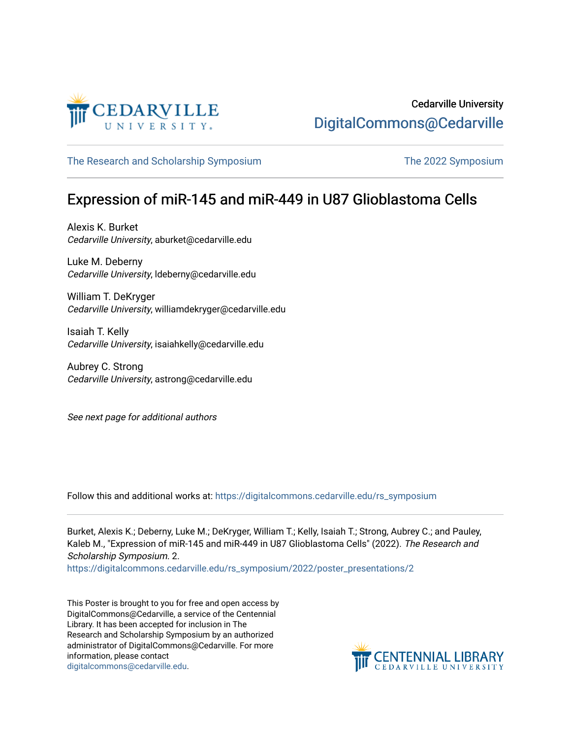Cedarville University

DigitalCommons@Cedarville

The Research and Scholarship Symposium | The 2022 Symposium

# Expression of miR-145 and miR-449 in U87 Glioblastoma Cells

Alexis K. Burket
*Cedarville University*, aburket@cedarville.edu

Luke M. Deberny
*Cedarville University*, ldeberny@cedarville.edu

William T. DeKryger
*Cedarville University*, williamdekryger@cedarville.edu

Isaiah T. Kelly
*Cedarville University*, isaiahkelly@cedarville.edu

Aubrey C. Strong
*Cedarville University*, astrong@cedarville.edu

*See next page for additional authors*

Follow this and additional works at: https://digitalcommons.cedarville.edu/rs_symposium

Burket, Alexis K.; Deberny, Luke M.; DeKryger, William T.; Kelly, Isaiah T.; Strong, Aubrey C.; and Pauley, Kaleb M., "Expression of miR-145 and miR-449 in U87 Glioblastoma Cells" (2022). *The Research and Scholarship Symposium*. 2.
https://digitalcommons.cedarville.edu/rs_symposium/2022/poster_presentations/2

This Poster is brought to you for free and open access by DigitalCommons@Cedarville, a service of the Centennial Library. It has been accepted for inclusion in The Research and Scholarship Symposium by an authorized administrator of DigitalCommons@Cedarville. For more information, please contact digitalcommons@cedarville.edu.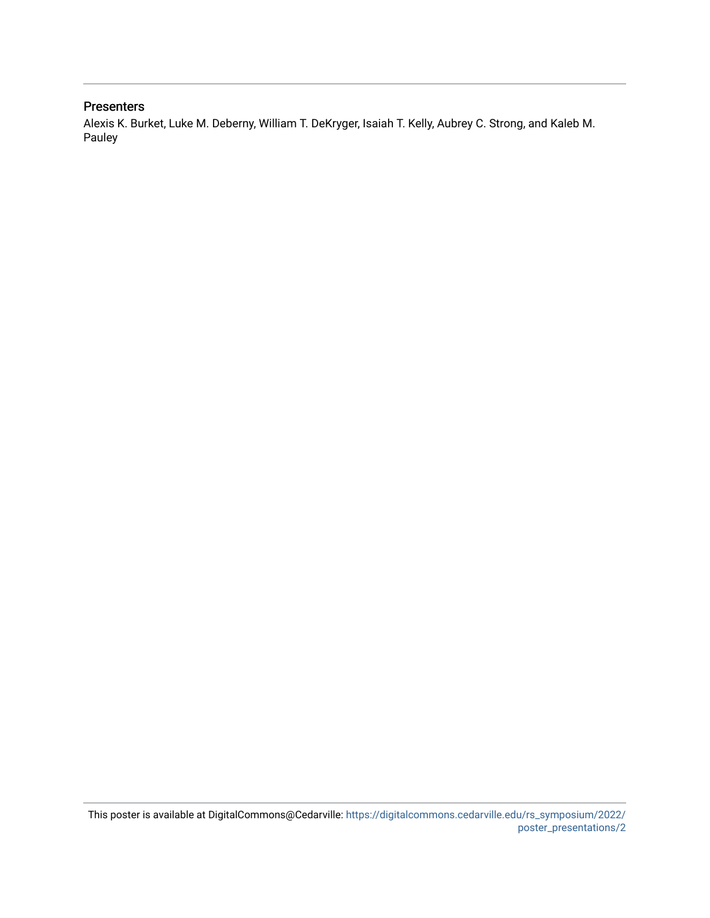## Presenters

Alexis K. Burket, Luke M. Deberny, William T. DeKryger, Isaiah T. Kelly, Aubrey C. Strong, and Kaleb M. Pauley

This poster is available at DigitalCommons@Cedarville: https://digitalcommons.cedarville.edu/rs_symposium/2022/poster_presentations/2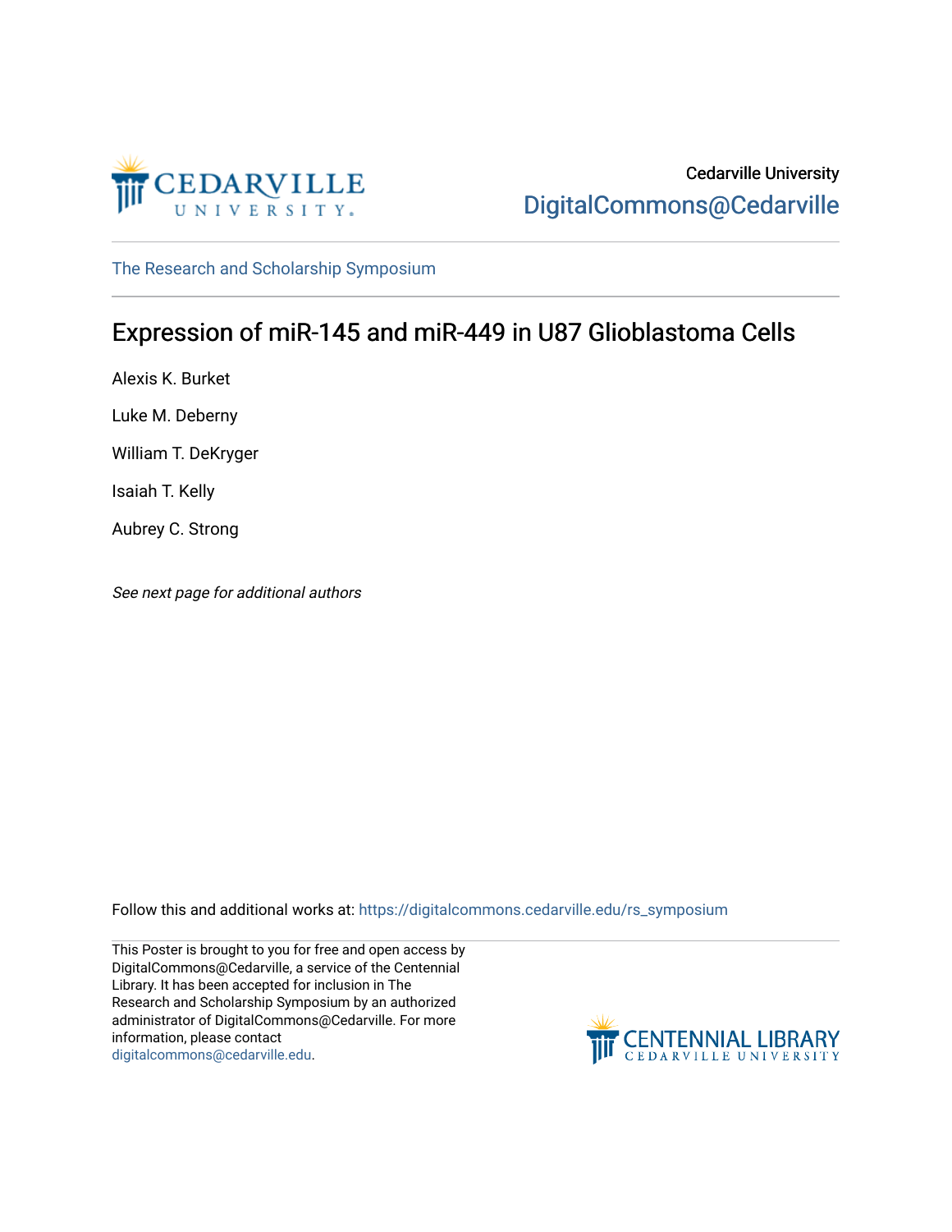Cedarville University

DigitalCommons@Cedarville

The Research and Scholarship Symposium

# Expression of miR-145 and miR-449 in U87 Glioblastoma Cells

Alexis K. Burket

Luke M. Deberny

William T. DeKryger

Isaiah T. Kelly

Aubrey C. Strong

*See next page for additional authors*

Follow this and additional works at: https://digitalcommons.cedarville.edu/rs_symposium

This Poster is brought to you for free and open access by DigitalCommons@Cedarville, a service of the Centennial Library. It has been accepted for inclusion in The Research and Scholarship Symposium by an authorized administrator of DigitalCommons@Cedarville. For more information, please contact digitalcommons@cedarville.edu.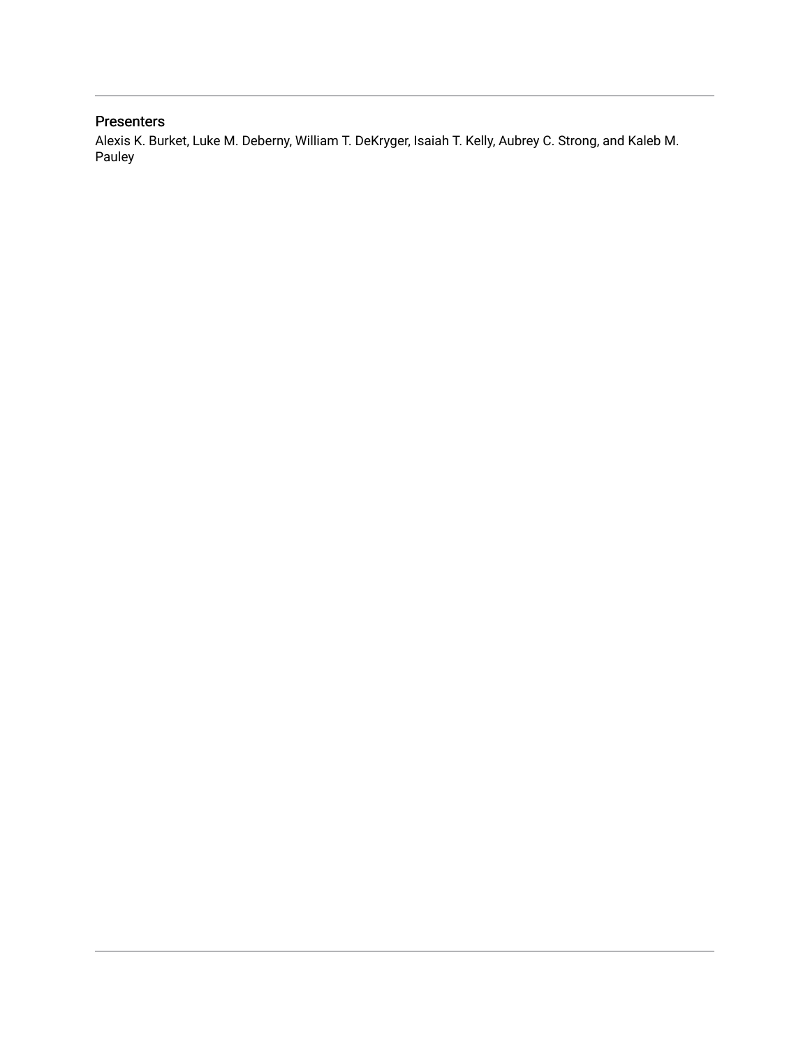### Presenters

Alexis K. Burket, Luke M. Deberny, William T. DeKryger, Isaiah T. Kelly, Aubrey C. Strong, and Kaleb M. Pauley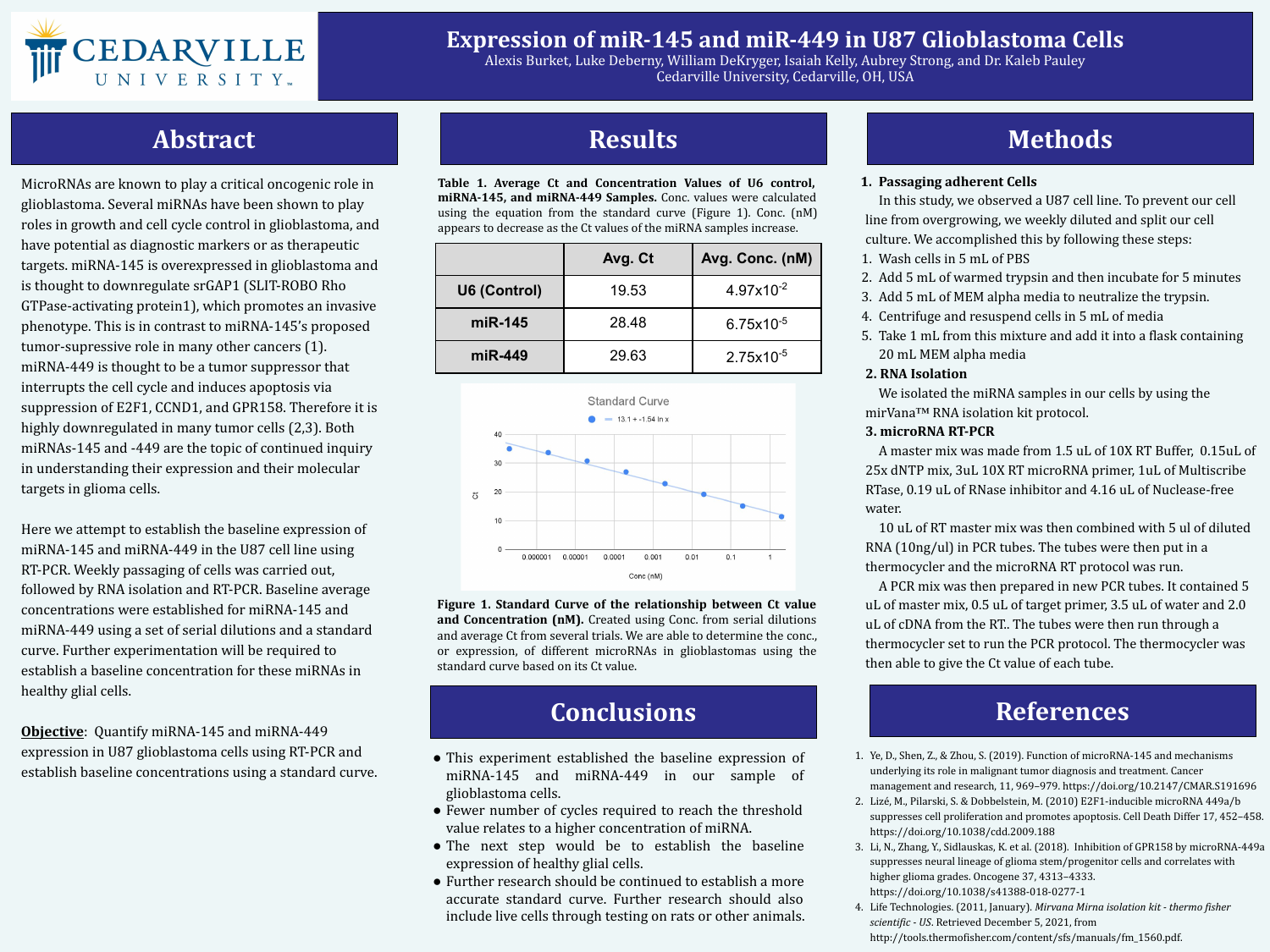# Expression of miR-145 and miR-449 in U87 Glioblastoma Cells

Alexis Burket, Luke Deberny, William DeKryger, Isaiah Kelly, Aubrey Strong, and Dr. Kaleb Pauley
Cedarville University, Cedarville, OH, USA

## Abstract

MicroRNAs are known to play a critical oncogenic role in glioblastoma. Several miRNAs have been shown to play roles in growth and cell cycle control in glioblastoma, and have potential as diagnostic markers or as therapeutic targets. miRNA-145 is overexpressed in glioblastoma and is thought to downregulate srGAP1 (SLIT-ROBO Rho GTPase-activating protein1), which promotes an invasive phenotype. This is in contrast to miRNA-145's proposed tumor-supressive role in many other cancers (1). miRNA-449 is thought to be a tumor suppressor that interrupts the cell cycle and induces apoptosis via suppression of E2F1, CCND1, and GPR158. Therefore it is highly downregulated in many tumor cells (2,3). Both miRNAs-145 and -449 are the topic of continued inquiry in understanding their expression and their molecular targets in glioma cells.

Here we attempt to establish the baseline expression of miRNA-145 and miRNA-449 in the U87 cell line using RT-PCR. Weekly passaging of cells was carried out, followed by RNA isolation and RT-PCR. Baseline average concentrations were established for miRNA-145 and miRNA-449 using a set of serial dilutions and a standard curve. Further experimentation will be required to establish a baseline concentration for these miRNAs in healthy glial cells.

**Objective**: Quantify miRNA-145 and miRNA-449 expression in U87 glioblastoma cells using RT-PCR and establish baseline concentrations using a standard curve.

## Results

**Table 1. Average Ct and Concentration Values of U6 control, miRNA-145, and miRNA-449 Samples.** Conc. values were calculated using the equation from the standard curve (Figure 1). Conc. (nM) appears to decrease as the Ct values of the miRNA samples increase.

| | Avg. Ct | Avg. Conc. (nM) |
|---|---|---|
| U6 (Control) | 19.53 | $4.97 \times 10^{-2}$ |
| miR-145 | 28.48 | $6.75 \times 10^{-5}$ |
| miR-449 | 29.63 | $2.75 \times 10^{-5}$ |

Standard Curve

13.1 + -1.54 ln x

Ct

40
30
20
10
0

0.000001 0.00001 0.0001 0.001 0.01 0.1 1

Conc (nM)

**Figure 1. Standard Curve of the relationship between Ct value and Concentration (nM).** Created using Conc. from serial dilutions and average Ct from several trials. We are able to determine the conc., or expression, of different microRNAs in glioblastomas using the standard curve based on its Ct value.

## Conclusions

- This experiment established the baseline expression of miRNA-145 and miRNA-449 in our sample of glioblastoma cells.
- Fewer number of cycles required to reach the threshold value relates to a higher concentration of miRNA.
- The next step would be to establish the baseline expression of healthy glial cells.
- Further research should be continued to establish a more accurate standard curve. Further research should also include live cells through testing on rats or other animals.

## Methods

1. **Passaging adherent Cells**

   In this study, we observed a U87 cell line. To prevent our cell line from overgrowing, we weekly diluted and split our cell culture. We accomplished this by following these steps:

   1. Wash cells in 5 mL of PBS
   2. Add 5 mL of warmed trypsin and then incubate for 5 minutes
   3. Add 5 mL of MEM alpha media to neutralize the trypsin.
   4. Centrifuge and resuspend cells in 5 mL of media
   5. Take 1 mL from this mixture and add it into a flask containing 20 mL MEM alpha media

**2. RNA Isolation**

We isolated the miRNA samples in our cells by using the mirVana™ RNA isolation kit protocol.

**3. microRNA RT-PCR**

A master mix was made from 1.5 uL of 10X RT Buffer, 0.15uL of 25x dNTP mix, 3uL 10X RT microRNA primer, 1uL of Multiscribe RTase, 0.19 uL of RNase inhibitor and 4.16 uL of Nuclease-free water.

10 uL of RT master mix was then combined with 5 ul of diluted RNA (10ng/ul) in PCR tubes. The tubes were then put in a thermocycler and the microRNA RT protocol was run.

A PCR mix was then prepared in new PCR tubes. It contained 5 uL of master mix, 0.5 uL of target primer, 3.5 uL of water and 2.0 uL of cDNA from the RT.. The tubes were then run through a thermocycler set to run the PCR protocol. The thermocycler was then able to give the Ct value of each tube.

## References

1. Ye, D., Shen, Z., & Zhou, S. (2019). Function of microRNA-145 and mechanisms underlying its role in malignant tumor diagnosis and treatment. Cancer management and research, 11, 969–979. https://doi.org/10.2147/CMAR.S191696
2. Lizé, M., Pilarski, S. & Dobbelstein, M. (2010) E2F1-inducible microRNA 449a/b suppresses cell proliferation and promotes apoptosis. Cell Death Differ 17, 452–458. https://doi.org/10.1038/cdd.2009.188
3. Li, N., Zhang, Y., Sidlauskas, K. et al. (2018). Inhibition of GPR158 by microRNA-449a suppresses neural lineage of glioma stem/progenitor cells and correlates with higher glioma grades. Oncogene 37, 4313–4333. https://doi.org/10.1038/s41388-018-0277-1
4. Life Technologies. (2011, January). *Mirvana Mirna isolation kit - thermo fisher scientific - US*. Retrieved December 5, 2021, from http://tools.thermofisher.com/content/sfs/manuals/fm_1560.pdf.